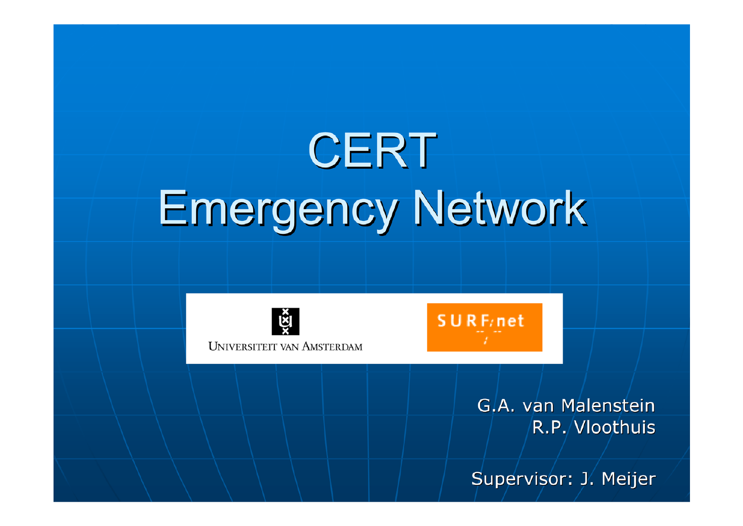# CERT Emergency Network

UNIVERSITEIT VAN AMSTERDAM

SURFnet

G.A. van Malenstein
R.P. Vloothuis

Supervisor: J. Meijer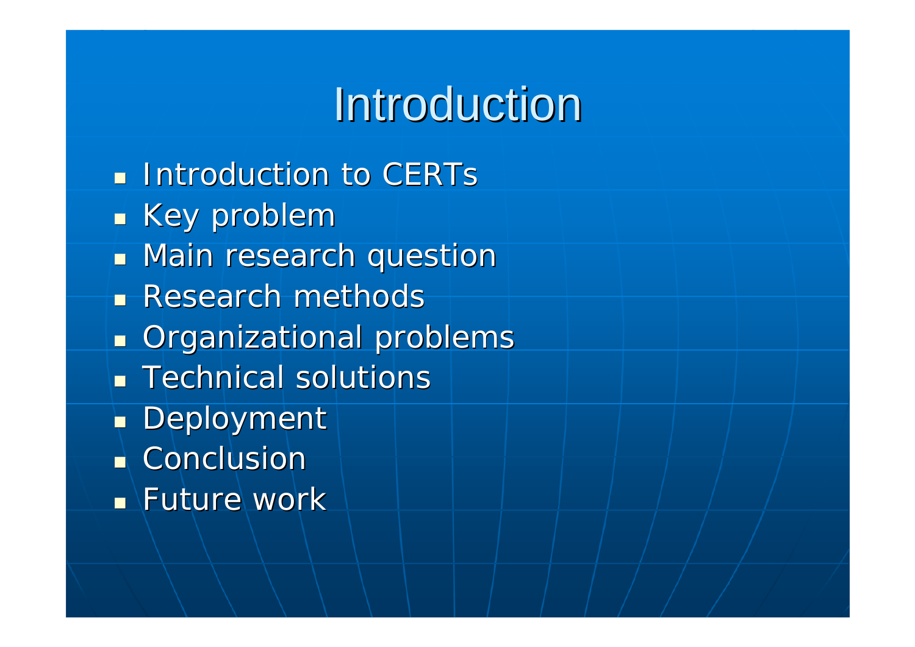# Introduction

- Introduction to CERTs
- Key problem
- Main research question
- Research methods
- Organizational problems
- Technical solutions
- Deployment
- Conclusion
- Future work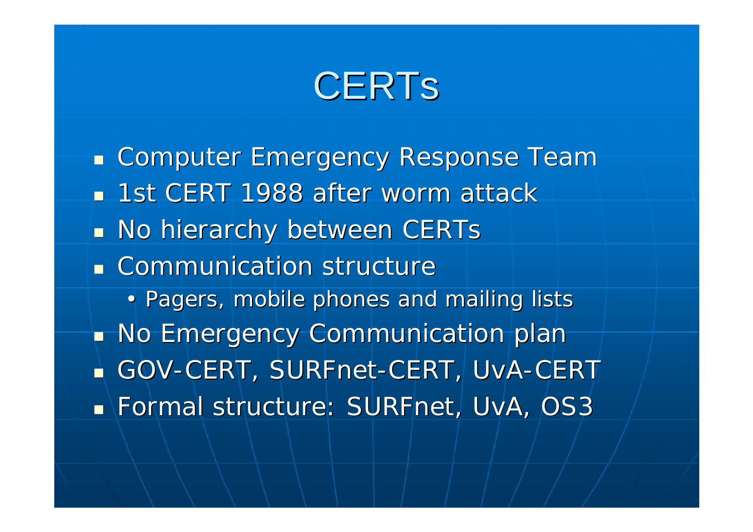# CERTs

- Computer Emergency Response Team
- 1st CERT 1988 after worm attack
- No hierarchy between CERTs
- Communication structure
  - Pagers, mobile phones and mailing lists
- No Emergency Communication plan
- GOV-CERT, SURFnet-CERT, UvA-CERT
- Formal structure: SURFnet, UvA, OS3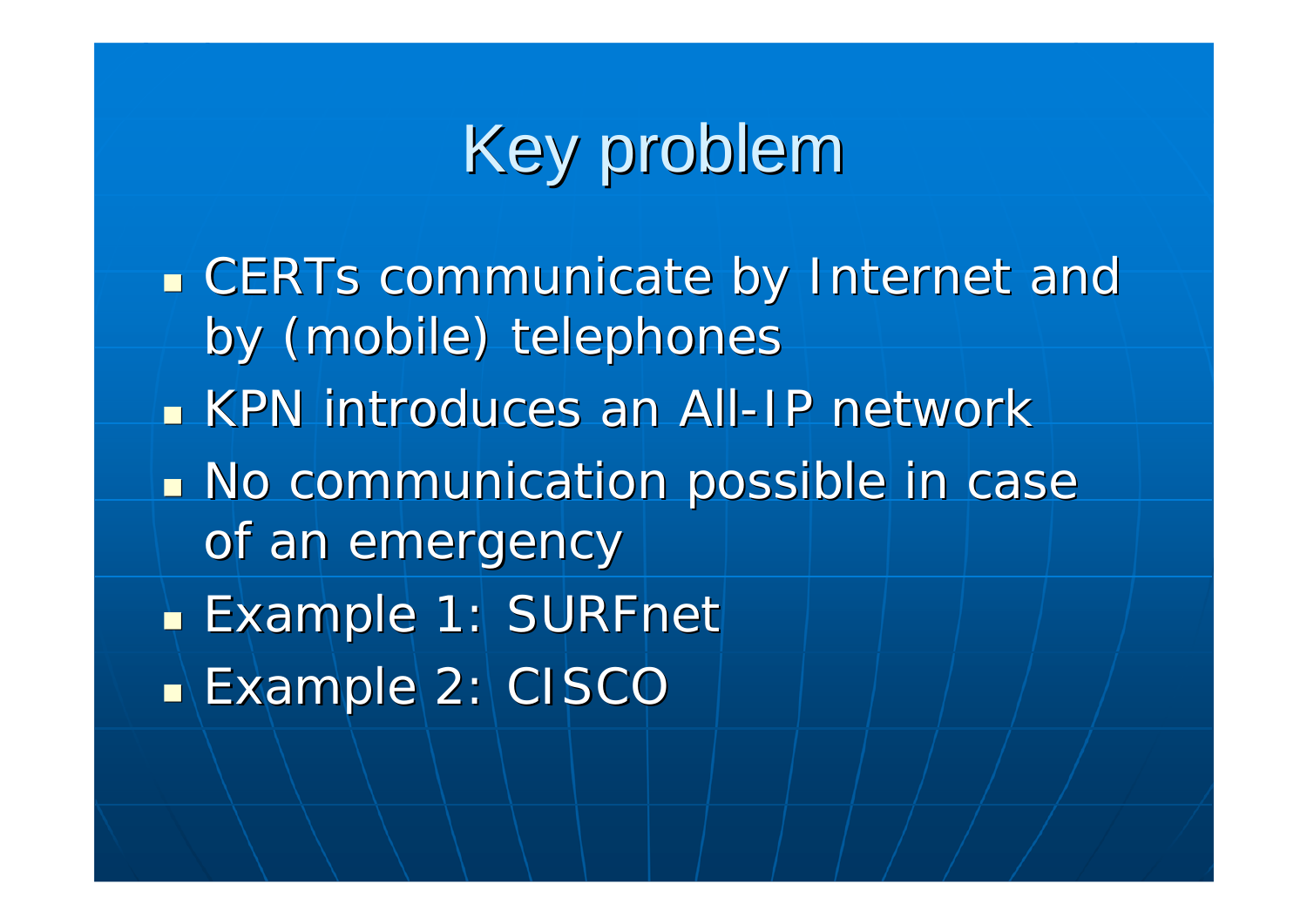# Key problem

- CERTs communicate by Internet and by (mobile) telephones
- KPN introduces an All-IP network
- No communication possible in case of an emergency
- Example 1: SURFnet
- Example 2: CISCO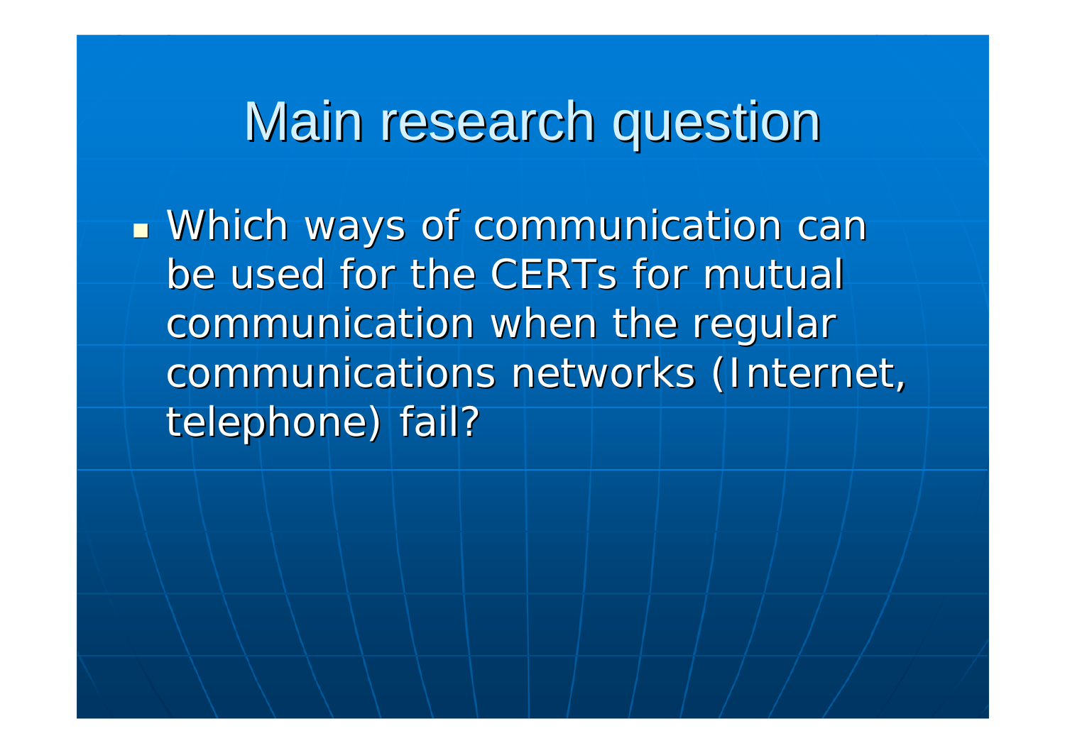# Main research question

- Which ways of communication can be used for the CERTs for mutual communication when the regular communications networks (Internet, telephone) fail?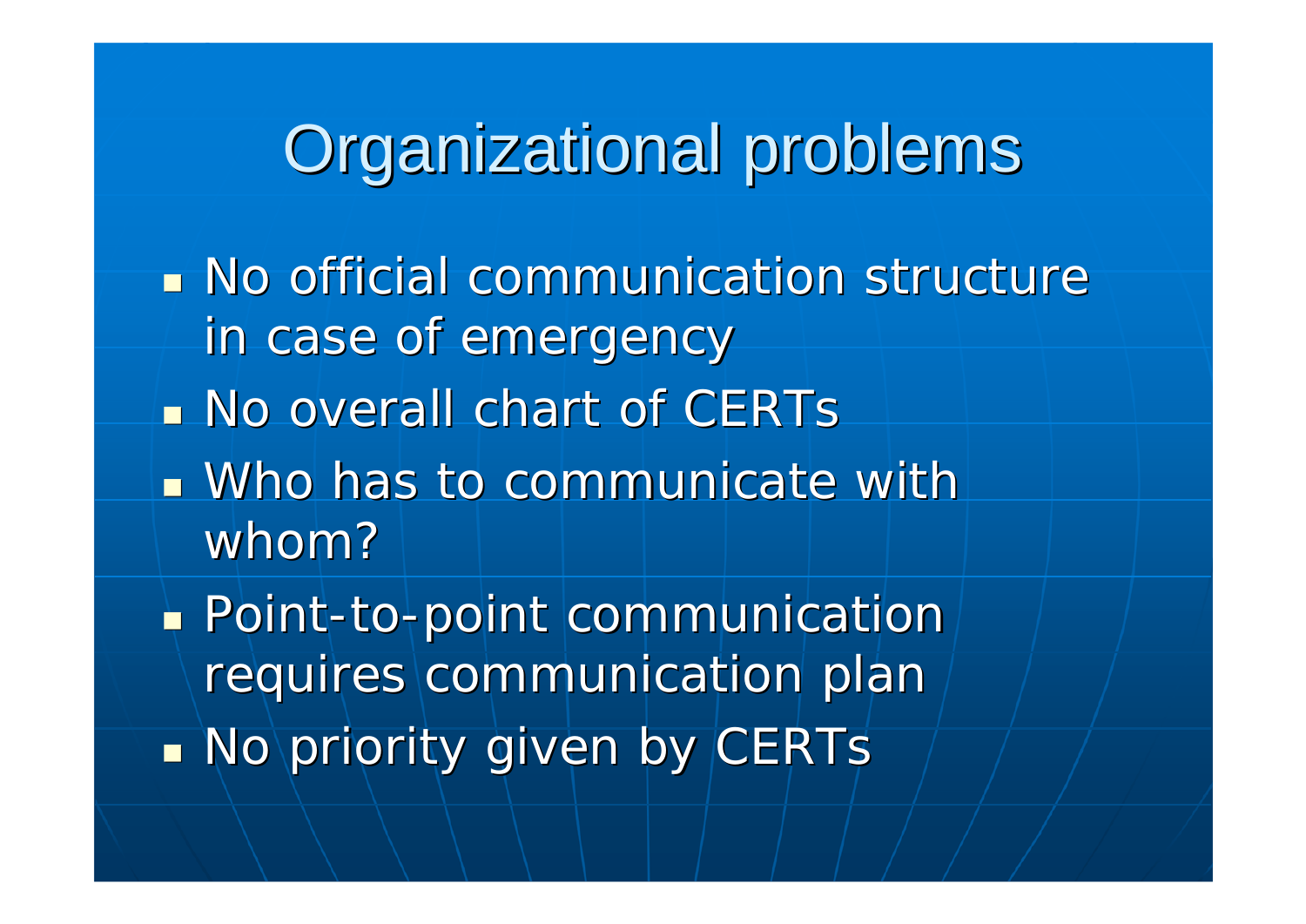# Organizational problems

- No official communication structure in case of emergency
- No overall chart of CERTs
- Who has to communicate with whom?
- Point-to-point communication requires communication plan
- No priority given by CERTs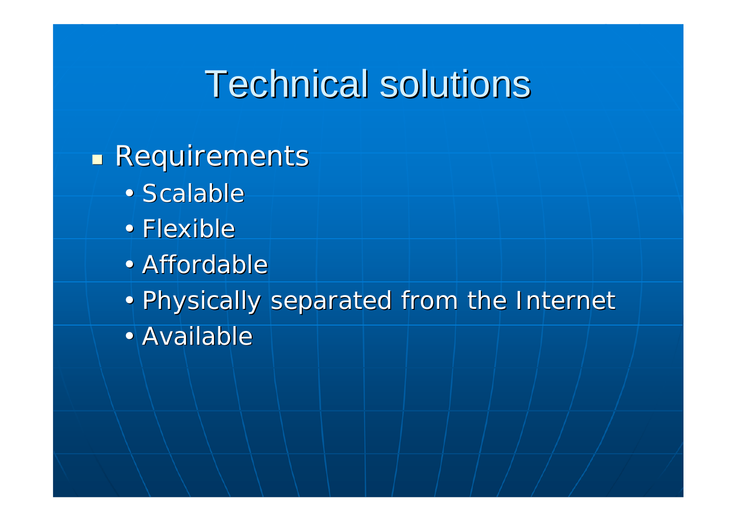# Technical solutions

- Requirements
  - Scalable
  - Flexible
  - Affordable
  - Physically separated from the Internet
  - Available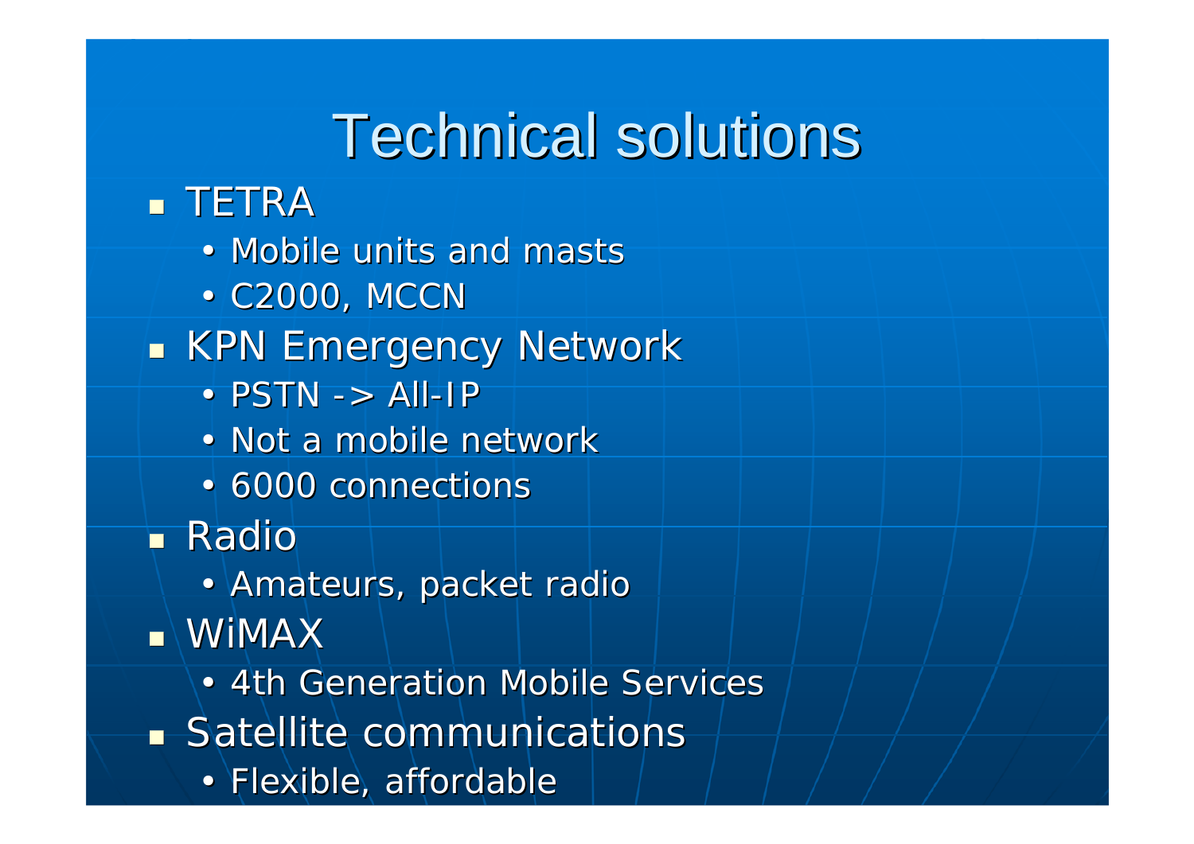# Technical solutions

- TETRA
  - Mobile units and masts
  - C2000, MCCN
- KPN Emergency Network
  - PSTN -> All-IP
  - Not a mobile network
  - 6000 connections
- Radio
  - Amateurs, packet radio
- WiMAX
  - 4th Generation Mobile Services
- Satellite communications
  - Flexible, affordable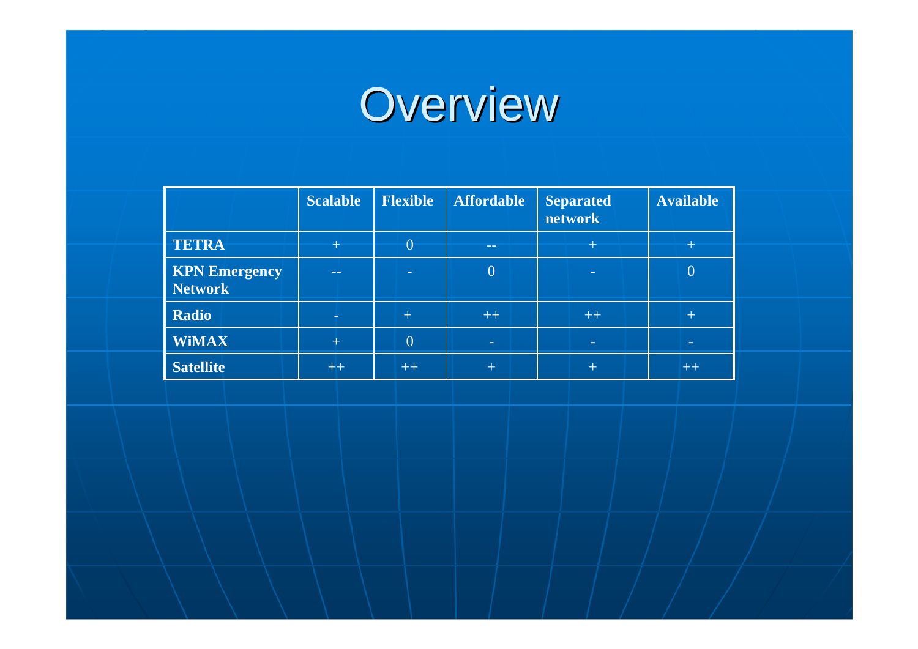# Overview

| | Scalable | Flexible | Affordable | Separated network | Available |
|---|---|---|---|---|---|
| **TETRA** | + | 0 | -- | + | + |
| **KPN Emergency Network** | -- | - | 0 | - | 0 |
| **Radio** | - | + | ++ | ++ | + |
| **WiMAX** | + | 0 | - | - | - |
| **Satellite** | ++ | ++ | + | + | ++ |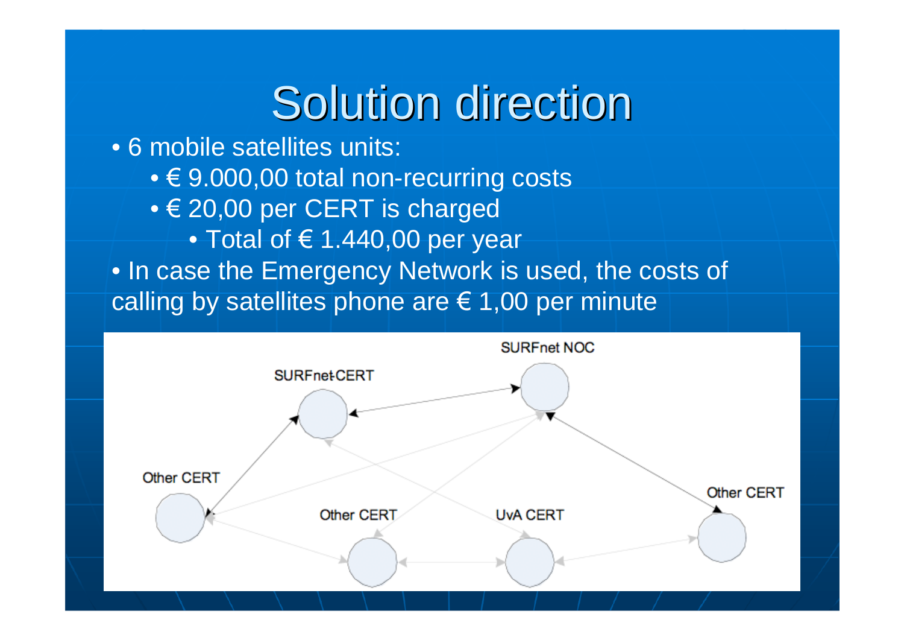# Solution direction

- 6 mobile satellites units:
  - € 9.000,00 total non-recurring costs
  - € 20,00 per CERT is charged
    - Total of € 1.440,00 per year
- In case the Emergency Network is used, the costs of calling by satellites phone are € 1,00 per minute

SURFnet NOC

SURFnet CERT

Other CERT

Other CERT

UvA CERT

Other CERT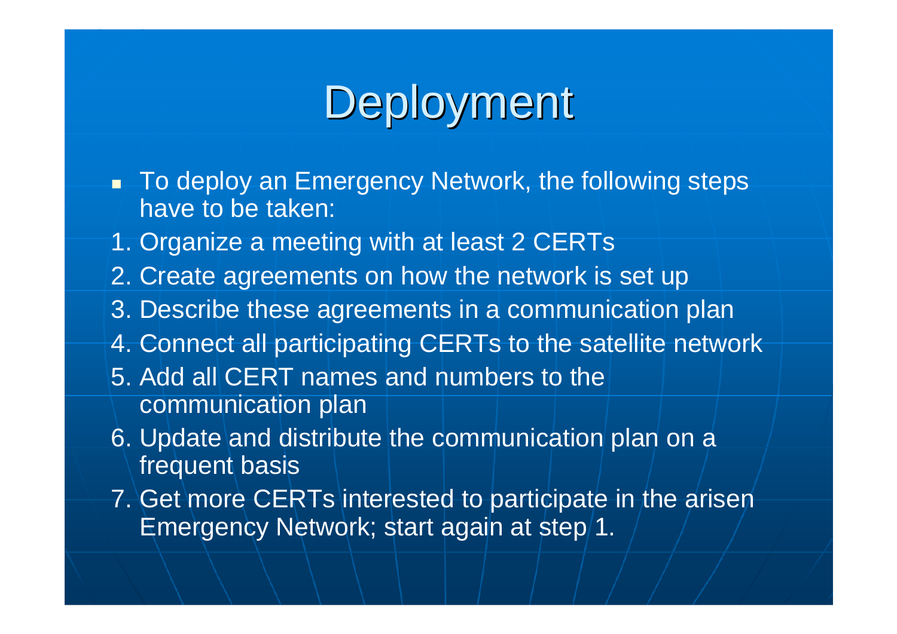# Deployment

- To deploy an Emergency Network, the following steps have to be taken:

1. Organize a meeting with at least 2 CERTs
2. Create agreements on how the network is set up
3. Describe these agreements in a communication plan
4. Connect all participating CERTs to the satellite network
5. Add all CERT names and numbers to the communication plan
6. Update and distribute the communication plan on a frequent basis
7. Get more CERTs interested to participate in the arisen Emergency Network; start again at step 1.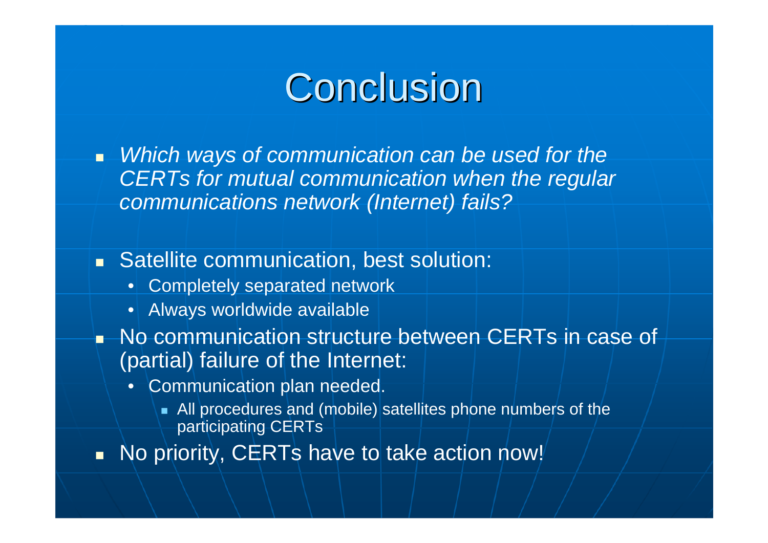# Conclusion

- *Which ways of communication can be used for the CERTs for mutual communication when the regular communications network (Internet) fails?*

- Satellite communication, best solution:
  - Completely separated network
  - Always worldwide available
- No communication structure between CERTs in case of (partial) failure of the Internet:
  - Communication plan needed.
    - All procedures and (mobile) satellites phone numbers of the participating CERTs
- No priority, CERTs have to take action now!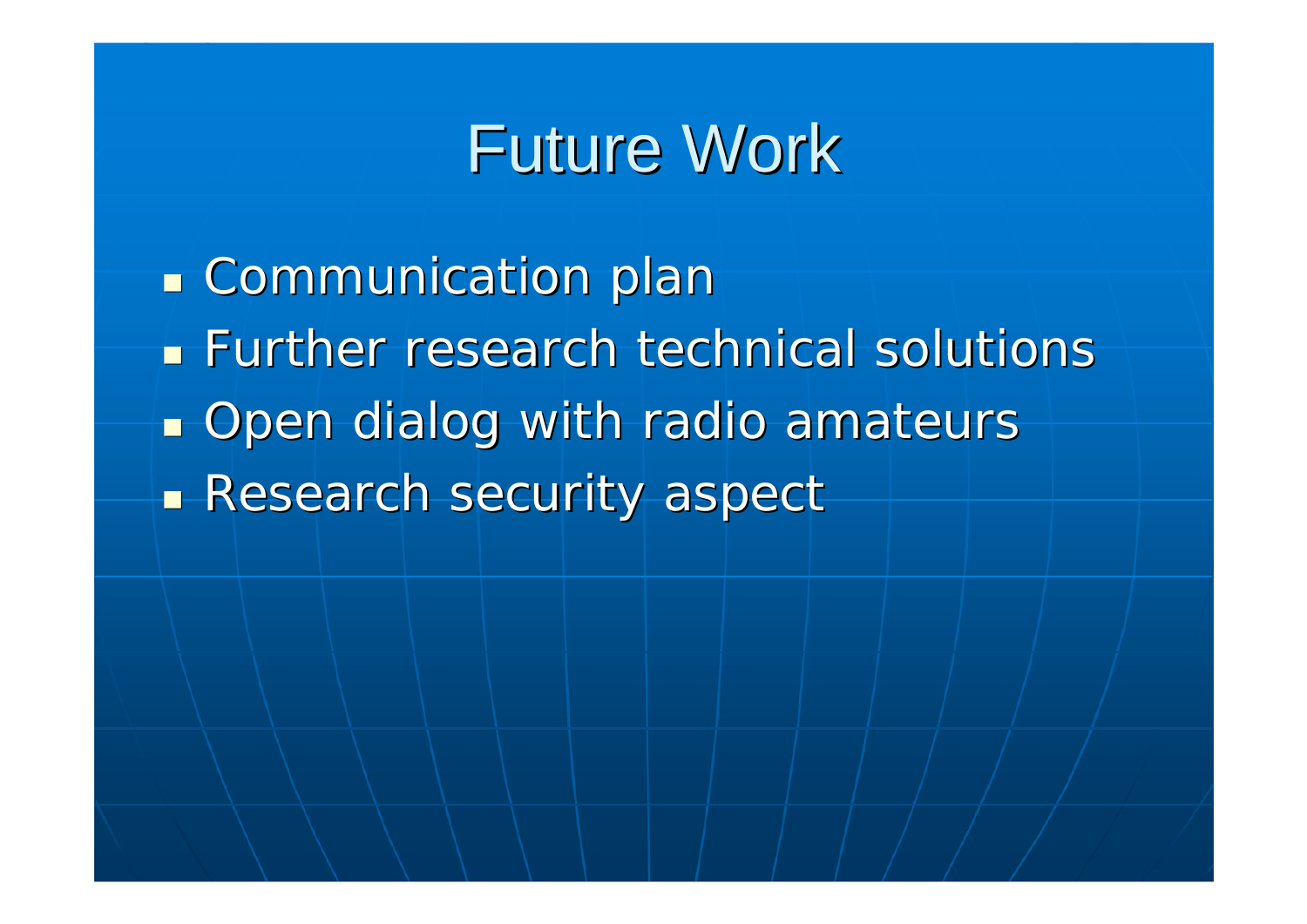# Future Work

- Communication plan
- Further research technical solutions
- Open dialog with radio amateurs
- Research security aspect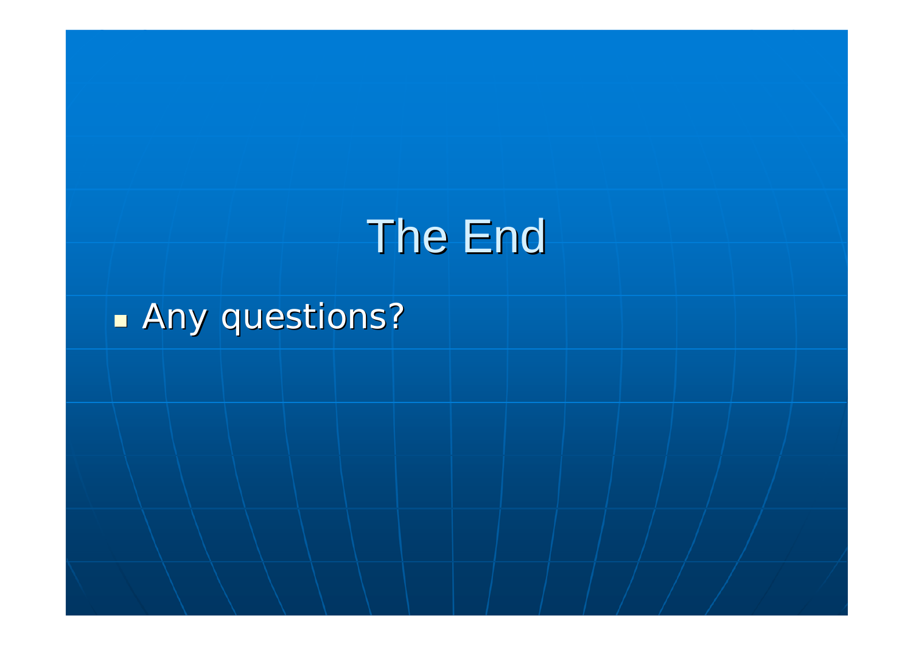# The End

- Any questions?